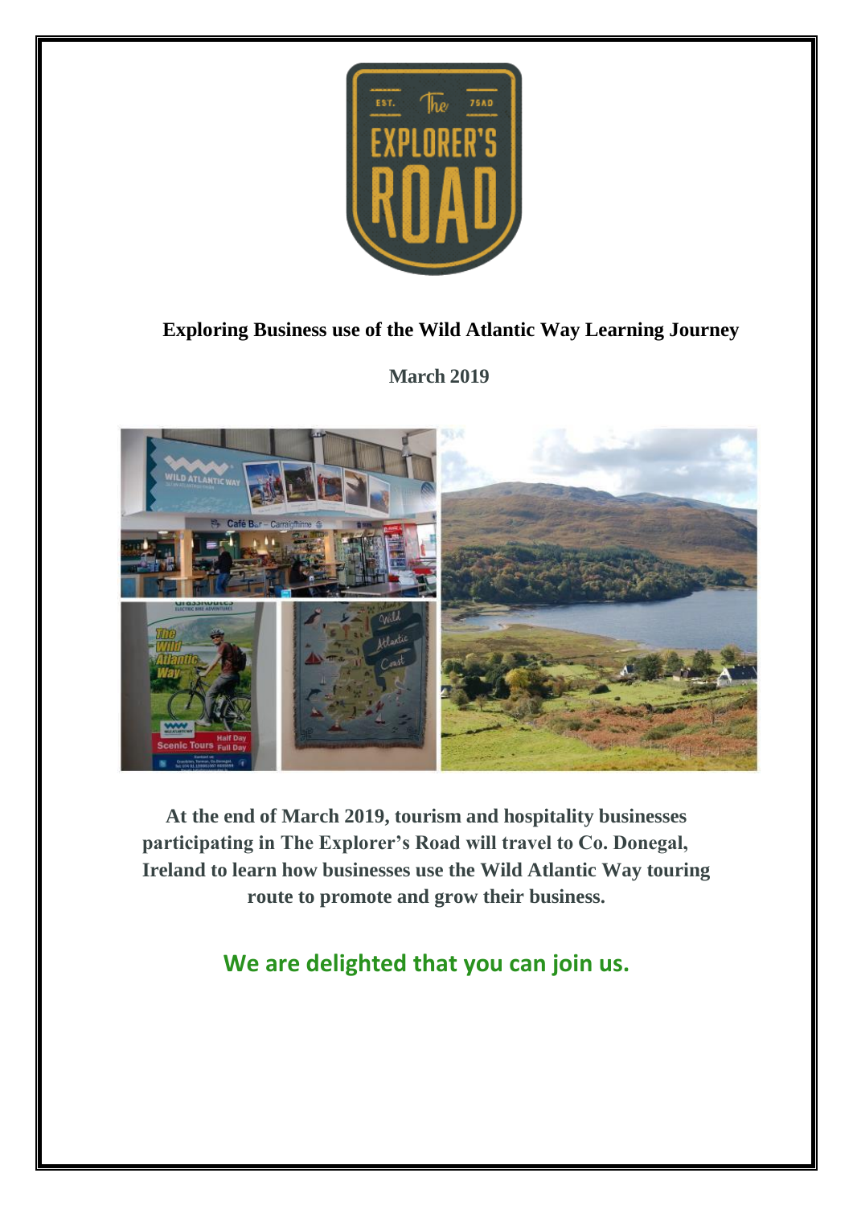# Exploring Business use of the Wild Atlantic Way Learning Journey

**March 2019**

**At the end of March 2019, tourism and hospitality businesses participating in The Explorer's Road will travel to Co. Donegal, Ireland to learn how businesses use the Wild Atlantic Way touring route to promote and grow their business.**

## We are delighted that you can join us.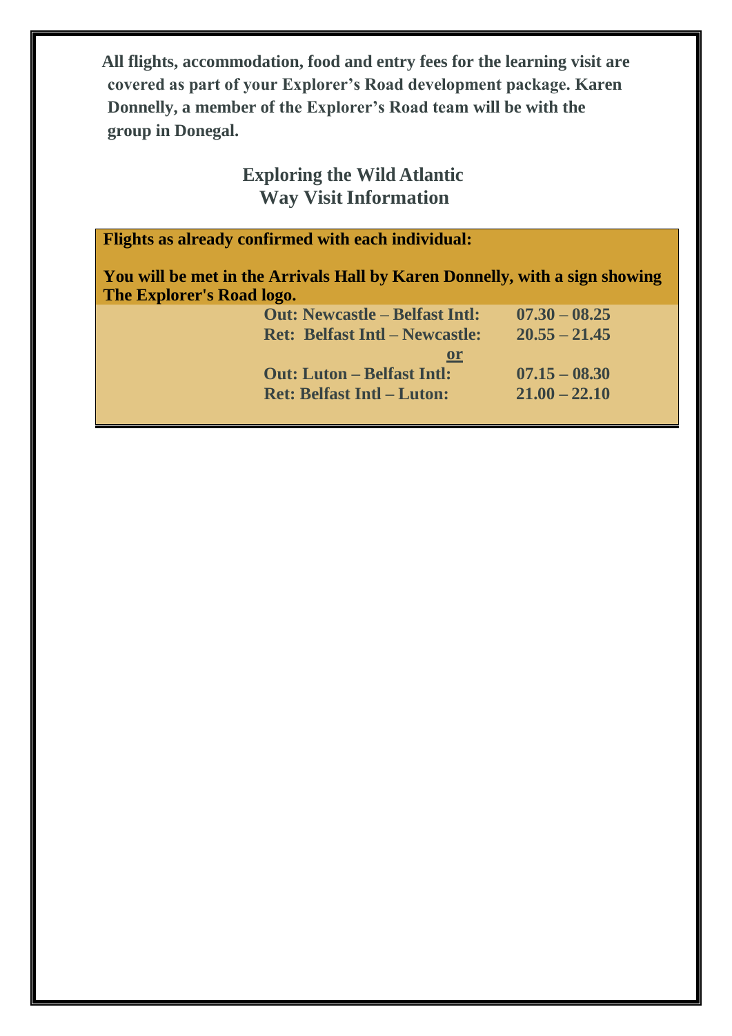**All flights, accommodation, food and entry fees for the learning visit are covered as part of your Explorer's Road development package. Karen Donnelly, a member of the Explorer's Road team will be with the group in Donegal.**

## Exploring the Wild Atlantic Way Visit Information

**Flights as already confirmed with each individual:**

**You will be met in the Arrivals Hall by Karen Donnelly, with a sign showing The Explorer's Road logo.**

| | |
|---|---|
| **Out: Newcastle – Belfast Intl:** | **07.30 – 08.25** |
| **Ret: Belfast Intl – Newcastle:** | **20.55 – 21.45** |
| **or** | |
| **Out: Luton – Belfast Intl:** | **07.15 – 08.30** |
| **Ret: Belfast Intl – Luton:** | **21.00 – 22.10** |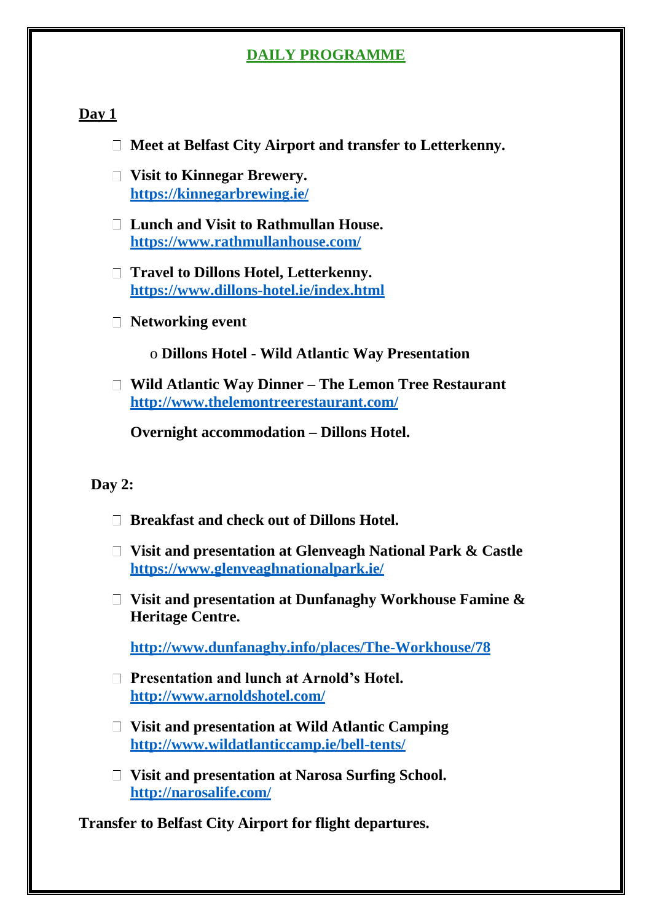# DAILY PROGRAMME

## Day 1

- **Meet at Belfast City Airport and transfer to Letterkenny.**
- **Visit to Kinnegar Brewery.**
  **https://kinnegarbrewing.ie/**
- **Lunch and Visit to Rathmullan House.**
  **https://www.rathmullanhouse.com/**
- **Travel to Dillons Hotel, Letterkenny.**
  **https://www.dillons-hotel.ie/index.html**
- **Networking event**
  - **Dillons Hotel - Wild Atlantic Way Presentation**
- **Wild Atlantic Way Dinner – The Lemon Tree Restaurant**
  **http://www.thelemontreerestaurant.com/**

  **Overnight accommodation – Dillons Hotel.**

## Day 2:

- **Breakfast and check out of Dillons Hotel.**
- **Visit and presentation at Glenveagh National Park & Castle**
  **https://www.glenveaghnationalpark.ie/**
- **Visit and presentation at Dunfanaghy Workhouse Famine & Heritage Centre.**

  **http://www.dunfanaghy.info/places/The-Workhouse/78**
- **Presentation and lunch at Arnold's Hotel.**
  **http://www.arnoldshotel.com/**
- **Visit and presentation at Wild Atlantic Camping**
  **http://www.wildatlanticcamp.ie/bell-tents/**
- **Visit and presentation at Narosa Surfing School.**
  **http://narosalife.com/**

**Transfer to Belfast City Airport for flight departures.**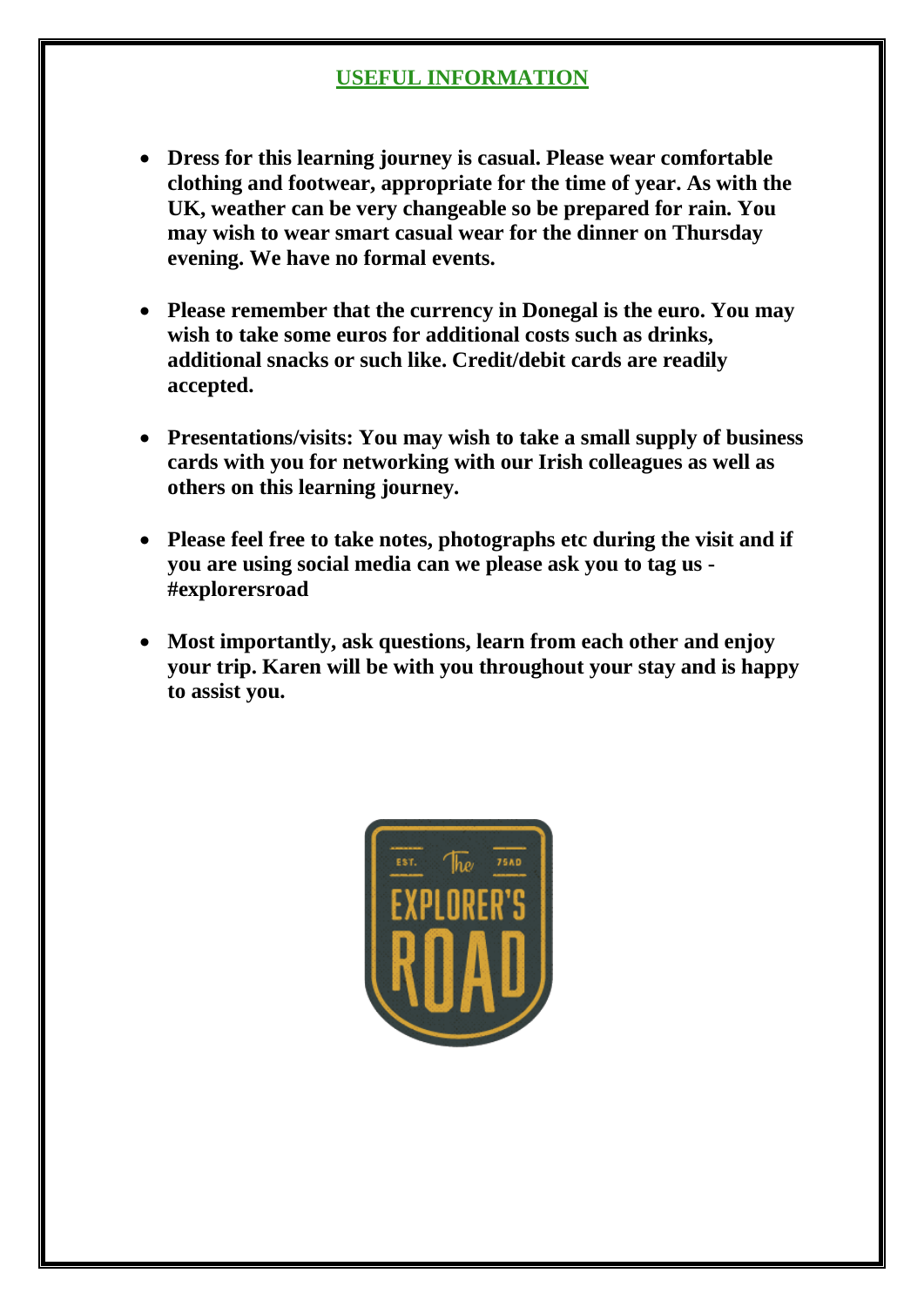## USEFUL INFORMATION

- **Dress for this learning journey is casual. Please wear comfortable clothing and footwear, appropriate for the time of year. As with the UK, weather can be very changeable so be prepared for rain. You may wish to wear smart casual wear for the dinner on Thursday evening. We have no formal events.**

- **Please remember that the currency in Donegal is the euro. You may wish to take some euros for additional costs such as drinks, additional snacks or such like. Credit/debit cards are readily accepted.**

- **Presentations/visits: You may wish to take a small supply of business cards with you for networking with our Irish colleagues as well as others on this learning journey.**

- **Please feel free to take notes, photographs etc during the visit and if you are using social media can we please ask you to tag us - #explorersroad**

- **Most importantly, ask questions, learn from each other and enjoy your trip. Karen will be with you throughout your stay and is happy to assist you.**

EST. The 75AD
EXPLORER'S
ROAD